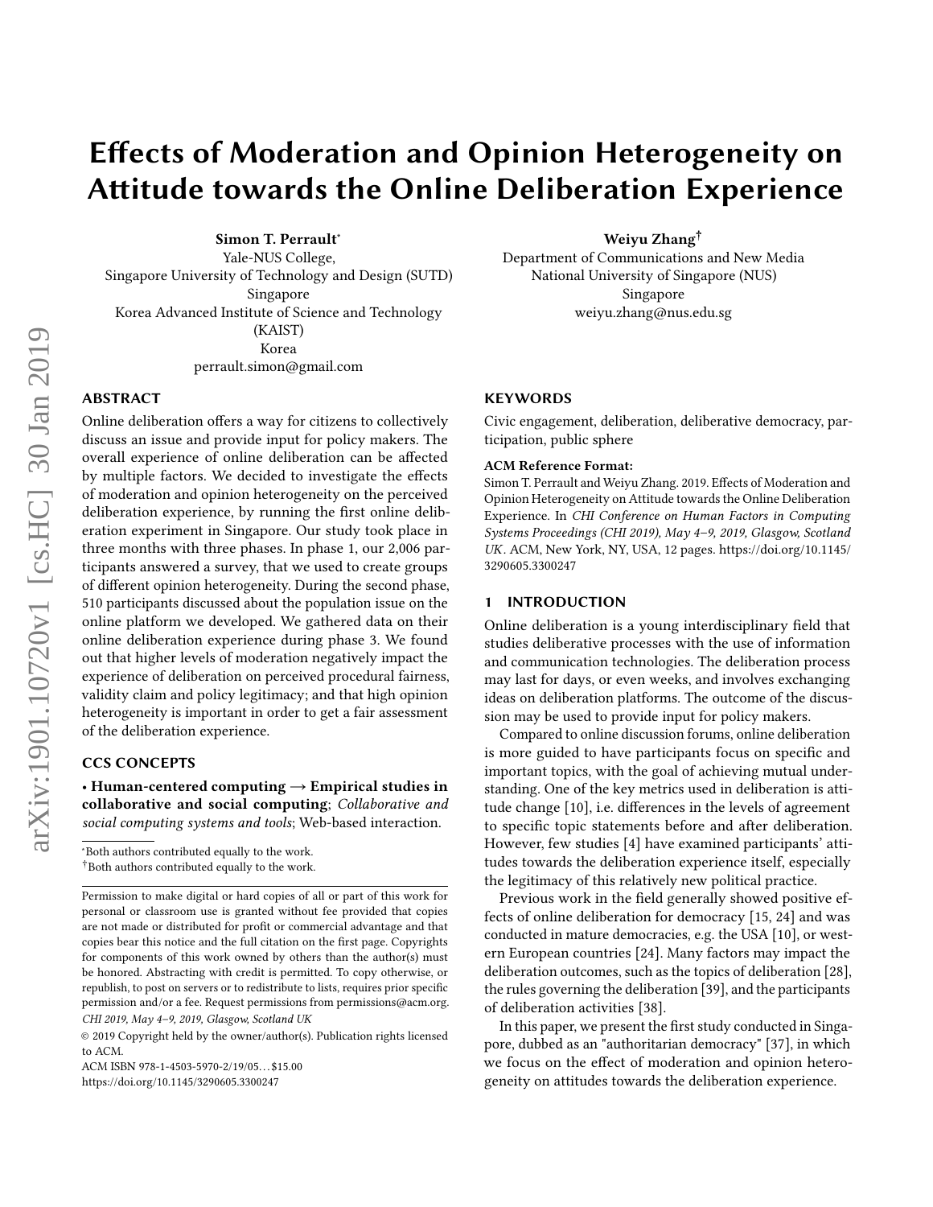# Effects of Moderation and Opinion Heterogeneity on Attitude towards the Online Deliberation Experience

**Simon T. Perrault***
Yale-NUS College,
Singapore University of Technology and Design (SUTD)
Singapore
Korea Advanced Institute of Science and Technology (KAIST)
Korea
perrault.simon@gmail.com

**Weiyu Zhang†**
Department of Communications and New Media
National University of Singapore (NUS)
Singapore
weiyu.zhang@nus.edu.sg

## ABSTRACT

Online deliberation offers a way for citizens to collectively discuss an issue and provide input for policy makers. The overall experience of online deliberation can be affected by multiple factors. We decided to investigate the effects of moderation and opinion heterogeneity on the perceived deliberation experience, by running the first online deliberation experiment in Singapore. Our study took place in three months with three phases. In phase 1, our 2,006 participants answered a survey, that we used to create groups of different opinion heterogeneity. During the second phase, 510 participants discussed about the population issue on the online platform we developed. We gathered data on their online deliberation experience during phase 3. We found out that higher levels of moderation negatively impact the experience of deliberation on perceived procedural fairness, validity claim and policy legitimacy; and that high opinion heterogeneity is important in order to get a fair assessment of the deliberation experience.

## CCS CONCEPTS

• **Human-centered computing → Empirical studies in collaborative and social computing**; *Collaborative and social computing systems and tools*; Web-based interaction.

*Both authors contributed equally to the work.
†Both authors contributed equally to the work.

Permission to make digital or hard copies of all or part of this work for personal or classroom use is granted without fee provided that copies are not made or distributed for profit or commercial advantage and that copies bear this notice and the full citation on the first page. Copyrights for components of this work owned by others than the author(s) must be honored. Abstracting with credit is permitted. To copy otherwise, or republish, to post on servers or to redistribute to lists, requires prior specific permission and/or a fee. Request permissions from permissions@acm.org.
*CHI 2019, May 4–9, 2019, Glasgow, Scotland UK*
© 2019 Copyright held by the owner/author(s). Publication rights licensed to ACM.
ACM ISBN 978-1-4503-5970-2/19/05...$15.00
https://doi.org/10.1145/3290605.3300247

## KEYWORDS

Civic engagement, deliberation, deliberative democracy, participation, public sphere

**ACM Reference Format:**
Simon T. Perrault and Weiyu Zhang. 2019. Effects of Moderation and Opinion Heterogeneity on Attitude towards the Online Deliberation Experience. In *CHI Conference on Human Factors in Computing Systems Proceedings (CHI 2019), May 4–9, 2019, Glasgow, Scotland UK*. ACM, New York, NY, USA, 12 pages. https://doi.org/10.1145/3290605.3300247

## 1 INTRODUCTION

Online deliberation is a young interdisciplinary field that studies deliberative processes with the use of information and communication technologies. The deliberation process may last for days, or even weeks, and involves exchanging ideas on deliberation platforms. The outcome of the discussion may be used to provide input for policy makers.

Compared to online discussion forums, online deliberation is more guided to have participants focus on specific and important topics, with the goal of achieving mutual understanding. One of the key metrics used in deliberation is attitude change [10], i.e. differences in the levels of agreement to specific topic statements before and after deliberation. However, few studies [4] have examined participants' attitudes towards the deliberation experience itself, especially the legitimacy of this relatively new political practice.

Previous work in the field generally showed positive effects of online deliberation for democracy [15, 24] and was conducted in mature democracies, e.g. the USA [10], or western European countries [24]. Many factors may impact the deliberation outcomes, such as the topics of deliberation [28], the rules governing the deliberation [39], and the participants of deliberation activities [38].

In this paper, we present the first study conducted in Singapore, dubbed as an "authoritarian democracy" [37], in which we focus on the effect of moderation and opinion heterogeneity on attitudes towards the deliberation experience.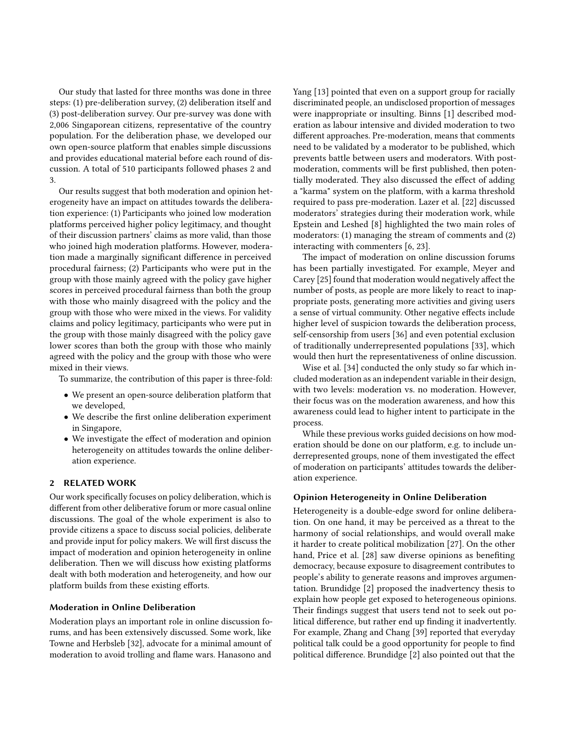Our study that lasted for three months was done in three steps: (1) pre-deliberation survey, (2) deliberation itself and (3) post-deliberation survey. Our pre-survey was done with 2,006 Singaporean citizens, representative of the country population. For the deliberation phase, we developed our own open-source platform that enables simple discussions and provides educational material before each round of discussion. A total of 510 participants followed phases 2 and 3.

Our results suggest that both moderation and opinion heterogeneity have an impact on attitudes towards the deliberation experience: (1) Participants who joined low moderation platforms perceived higher policy legitimacy, and thought of their discussion partners' claims as more valid, than those who joined high moderation platforms. However, moderation made a marginally significant difference in perceived procedural fairness; (2) Participants who were put in the group with those mainly agreed with the policy gave higher scores in perceived procedural fairness than both the group with those who mainly disagreed with the policy and the group with those who were mixed in the views. For validity claims and policy legitimacy, participants who were put in the group with those mainly disagreed with the policy gave lower scores than both the group with those who mainly agreed with the policy and the group with those who were mixed in their views.

To summarize, the contribution of this paper is three-fold:

- We present an open-source deliberation platform that we developed,
- We describe the first online deliberation experiment in Singapore,
- We investigate the effect of moderation and opinion heterogeneity on attitudes towards the online deliberation experience.

## 2 RELATED WORK

Our work specifically focuses on policy deliberation, which is different from other deliberative forum or more casual online discussions. The goal of the whole experiment is also to provide citizens a space to discuss social policies, deliberate and provide input for policy makers. We will first discuss the impact of moderation and opinion heterogeneity in online deliberation. Then we will discuss how existing platforms dealt with both moderation and heterogeneity, and how our platform builds from these existing efforts.

### Moderation in Online Deliberation

Moderation plays an important role in online discussion forums, and has been extensively discussed. Some work, like Towne and Herbsleb [32], advocate for a minimal amount of moderation to avoid trolling and flame wars. Hanasono and Yang [13] pointed that even on a support group for racially discriminated people, an undisclosed proportion of messages were inappropriate or insulting. Binns [1] described moderation as labour intensive and divided moderation to two different approaches. Pre-moderation, means that comments need to be validated by a moderator to be published, which prevents battle between users and moderators. With post-moderation, comments will be first published, then potentially moderated. They also discussed the effect of adding a "karma" system on the platform, with a karma threshold required to pass pre-moderation. Lazer et al. [22] discussed moderators' strategies during their moderation work, while Epstein and Leshed [8] highlighted the two main roles of moderators: (1) managing the stream of comments and (2) interacting with commenters [6, 23].

The impact of moderation on online discussion forums has been partially investigated. For example, Meyer and Carey [25] found that moderation would negatively affect the number of posts, as people are more likely to react to inappropriate posts, generating more activities and giving users a sense of virtual community. Other negative effects include higher level of suspicion towards the deliberation process, self-censorship from users [36] and even potential exclusion of traditionally underrepresented populations [33], which would then hurt the representativeness of online discussion.

Wise et al. [34] conducted the only study so far which included moderation as an independent variable in their design, with two levels: moderation vs. no moderation. However, their focus was on the moderation awareness, and how this awareness could lead to higher intent to participate in the process.

While these previous works guided decisions on how moderation should be done on our platform, e.g. to include underrepresented groups, none of them investigated the effect of moderation on participants' attitudes towards the deliberation experience.

### Opinion Heterogeneity in Online Deliberation

Heterogeneity is a double-edge sword for online deliberation. On one hand, it may be perceived as a threat to the harmony of social relationships, and would overall make it harder to create political mobilization [27]. On the other hand, Price et al. [28] saw diverse opinions as benefiting democracy, because exposure to disagreement contributes to people's ability to generate reasons and improves argumentation. Brundidge [2] proposed the inadvertency thesis to explain how people get exposed to heterogeneous opinions. Their findings suggest that users tend not to seek out political difference, but rather end up finding it inadvertently. For example, Zhang and Chang [39] reported that everyday political talk could be a good opportunity for people to find political difference. Brundidge [2] also pointed out that the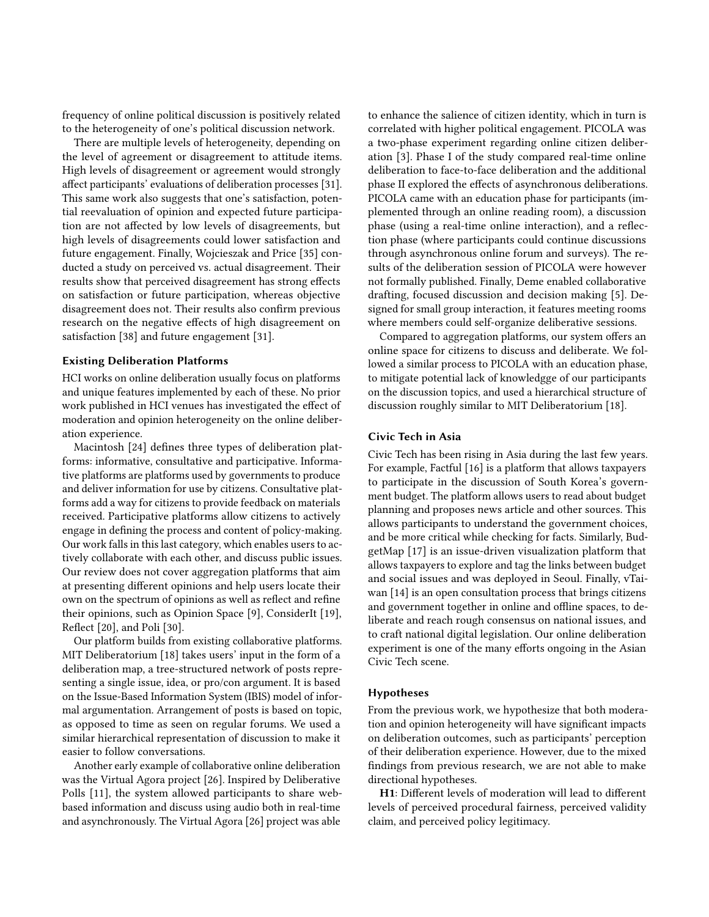frequency of online political discussion is positively related to the heterogeneity of one's political discussion network.

There are multiple levels of heterogeneity, depending on the level of agreement or disagreement to attitude items. High levels of disagreement or agreement would strongly affect participants' evaluations of deliberation processes [31]. This same work also suggests that one's satisfaction, potential reevaluation of opinion and expected future participation are not affected by low levels of disagreements, but high levels of disagreements could lower satisfaction and future engagement. Finally, Wojcieszak and Price [35] conducted a study on perceived vs. actual disagreement. Their results show that perceived disagreement has strong effects on satisfaction or future participation, whereas objective disagreement does not. Their results also confirm previous research on the negative effects of high disagreement on satisfaction [38] and future engagement [31].

### Existing Deliberation Platforms

HCI works on online deliberation usually focus on platforms and unique features implemented by each of these. No prior work published in HCI venues has investigated the effect of moderation and opinion heterogeneity on the online deliberation experience.

Macintosh [24] defines three types of deliberation platforms: informative, consultative and participative. Informative platforms are platforms used by governments to produce and deliver information for use by citizens. Consultative platforms add a way for citizens to provide feedback on materials received. Participative platforms allow citizens to actively engage in defining the process and content of policy-making. Our work falls in this last category, which enables users to actively collaborate with each other, and discuss public issues. Our review does not cover aggregation platforms that aim at presenting different opinions and help users locate their own on the spectrum of opinions as well as reflect and refine their opinions, such as Opinion Space [9], ConsiderIt [19], Reflect [20], and Poli [30].

Our platform builds from existing collaborative platforms. MIT Deliberatorium [18] takes users' input in the form of a deliberation map, a tree-structured network of posts representing a single issue, idea, or pro/con argument. It is based on the Issue-Based Information System (IBIS) model of informal argumentation. Arrangement of posts is based on topic, as opposed to time as seen on regular forums. We used a similar hierarchical representation of discussion to make it easier to follow conversations.

Another early example of collaborative online deliberation was the Virtual Agora project [26]. Inspired by Deliberative Polls [11], the system allowed participants to share web-based information and discuss using audio both in real-time and asynchronously. The Virtual Agora [26] project was able to enhance the salience of citizen identity, which in turn is correlated with higher political engagement. PICOLA was a two-phase experiment regarding online citizen deliberation [3]. Phase I of the study compared real-time online deliberation to face-to-face deliberation and the additional phase II explored the effects of asynchronous deliberations. PICOLA came with an education phase for participants (implemented through an online reading room), a discussion phase (using a real-time online interaction), and a reflection phase (where participants could continue discussions through asynchronous online forum and surveys). The results of the deliberation session of PICOLA were however not formally published. Finally, Deme enabled collaborative drafting, focused discussion and decision making [5]. Designed for small group interaction, it features meeting rooms where members could self-organize deliberative sessions.

Compared to aggregation platforms, our system offers an online space for citizens to discuss and deliberate. We followed a similar process to PICOLA with an education phase, to mitigate potential lack of knowledgge of our participants on the discussion topics, and used a hierarchical structure of discussion roughly similar to MIT Deliberatorium [18].

### Civic Tech in Asia

Civic Tech has been rising in Asia during the last few years. For example, Factful [16] is a platform that allows taxpayers to participate in the discussion of South Korea's government budget. The platform allows users to read about budget planning and proposes news article and other sources. This allows participants to understand the government choices, and be more critical while checking for facts. Similarly, BudgetMap [17] is an issue-driven visualization platform that allows taxpayers to explore and tag the links between budget and social issues and was deployed in Seoul. Finally, vTaiwan [14] is an open consultation process that brings citizens and government together in online and offline spaces, to deliberate and reach rough consensus on national issues, and to craft national digital legislation. Our online deliberation experiment is one of the many efforts ongoing in the Asian Civic Tech scene.

### Hypotheses

From the previous work, we hypothesize that both moderation and opinion heterogeneity will have significant impacts on deliberation outcomes, such as participants' perception of their deliberation experience. However, due to the mixed findings from previous research, we are not able to make directional hypotheses.

**H1**: Different levels of moderation will lead to different levels of perceived procedural fairness, perceived validity claim, and perceived policy legitimacy.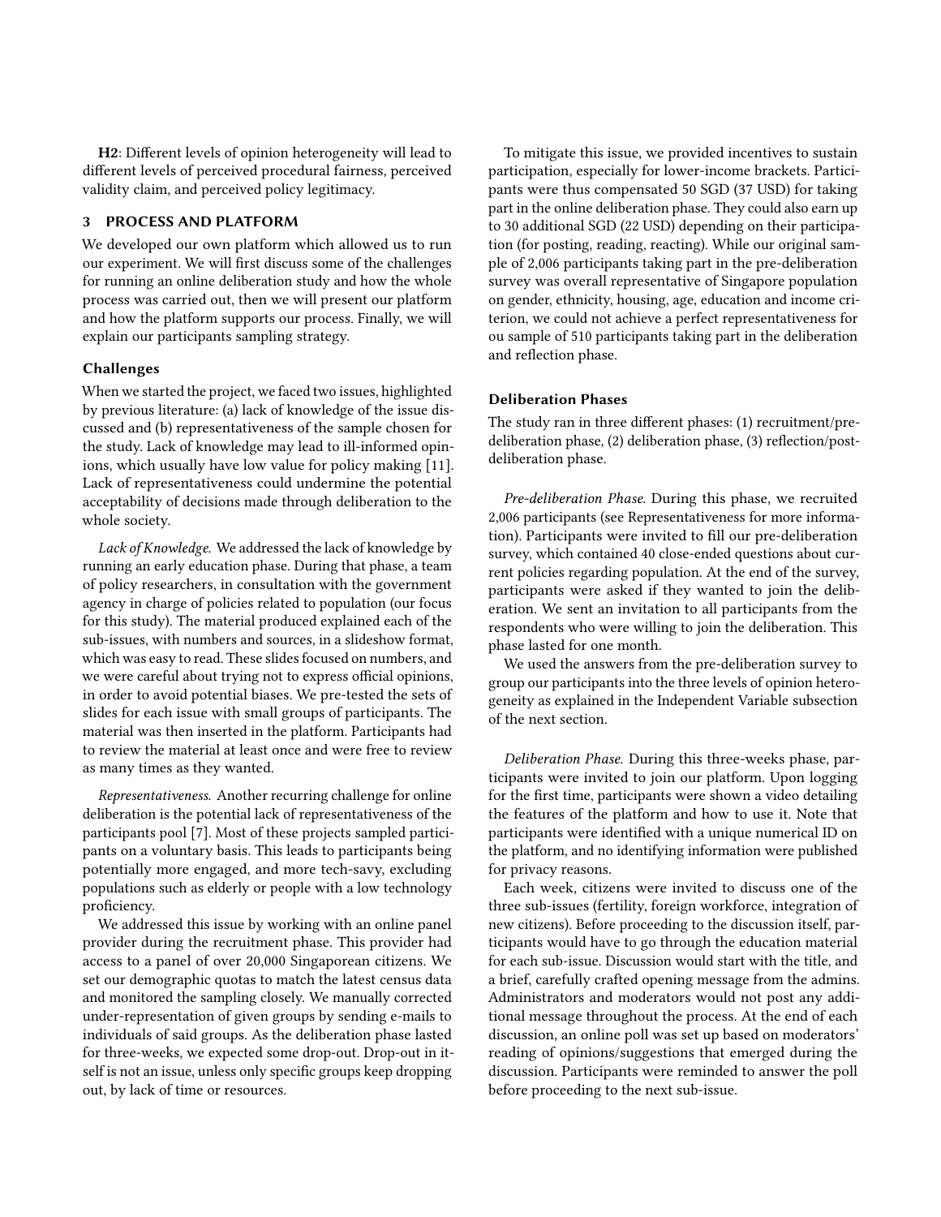**H2**: Different levels of opinion heterogeneity will lead to different levels of perceived procedural fairness, perceived validity claim, and perceived policy legitimacy.

## 3 PROCESS AND PLATFORM

We developed our own platform which allowed us to run our experiment. We will first discuss some of the challenges for running an online deliberation study and how the whole process was carried out, then we will present our platform and how the platform supports our process. Finally, we will explain our participants sampling strategy.

### Challenges

When we started the project, we faced two issues, highlighted by previous literature: (a) lack of knowledge of the issue discussed and (b) representativeness of the sample chosen for the study. Lack of knowledge may lead to ill-informed opinions, which usually have low value for policy making [11]. Lack of representativeness could undermine the potential acceptability of decisions made through deliberation to the whole society.

*Lack of Knowledge.* We addressed the lack of knowledge by running an early education phase. During that phase, a team of policy researchers, in consultation with the government agency in charge of policies related to population (our focus for this study). The material produced explained each of the sub-issues, with numbers and sources, in a slideshow format, which was easy to read. These slides focused on numbers, and we were careful about trying not to express official opinions, in order to avoid potential biases. We pre-tested the sets of slides for each issue with small groups of participants. The material was then inserted in the platform. Participants had to review the material at least once and were free to review as many times as they wanted.

*Representativeness.* Another recurring challenge for online deliberation is the potential lack of representativeness of the participants pool [7]. Most of these projects sampled participants on a voluntary basis. This leads to participants being potentially more engaged, and more tech-savy, excluding populations such as elderly or people with a low technology proficiency.

We addressed this issue by working with an online panel provider during the recruitment phase. This provider had access to a panel of over 20,000 Singaporean citizens. We set our demographic quotas to match the latest census data and monitored the sampling closely. We manually corrected under-representation of given groups by sending e-mails to individuals of said groups. As the deliberation phase lasted for three-weeks, we expected some drop-out. Drop-out in itself is not an issue, unless only specific groups keep dropping out, by lack of time or resources.

To mitigate this issue, we provided incentives to sustain participation, especially for lower-income brackets. Participants were thus compensated 50 SGD (37 USD) for taking part in the online deliberation phase. They could also earn up to 30 additional SGD (22 USD) depending on their participation (for posting, reading, reacting). While our original sample of 2,006 participants taking part in the pre-deliberation survey was overall representative of Singapore population on gender, ethnicity, housing, age, education and income criterion, we could not achieve a perfect representativeness for ou sample of 510 participants taking part in the deliberation and reflection phase.

### Deliberation Phases

The study ran in three different phases: (1) recruitment/pre-deliberation phase, (2) deliberation phase, (3) reflection/post-deliberation phase.

*Pre-deliberation Phase.* During this phase, we recruited 2,006 participants (see Representativeness for more information). Participants were invited to fill our pre-deliberation survey, which contained 40 close-ended questions about current policies regarding population. At the end of the survey, participants were asked if they wanted to join the deliberation. We sent an invitation to all participants from the respondents who were willing to join the deliberation. This phase lasted for one month.

We used the answers from the pre-deliberation survey to group our participants into the three levels of opinion heterogeneity as explained in the Independent Variable subsection of the next section.

*Deliberation Phase.* During this three-weeks phase, participants were invited to join our platform. Upon logging for the first time, participants were shown a video detailing the features of the platform and how to use it. Note that participants were identified with a unique numerical ID on the platform, and no identifying information were published for privacy reasons.

Each week, citizens were invited to discuss one of the three sub-issues (fertility, foreign workforce, integration of new citizens). Before proceeding to the discussion itself, participants would have to go through the education material for each sub-issue. Discussion would start with the title, and a brief, carefully crafted opening message from the admins. Administrators and moderators would not post any additional message throughout the process. At the end of each discussion, an online poll was set up based on moderators' reading of opinions/suggestions that emerged during the discussion. Participants were reminded to answer the poll before proceeding to the next sub-issue.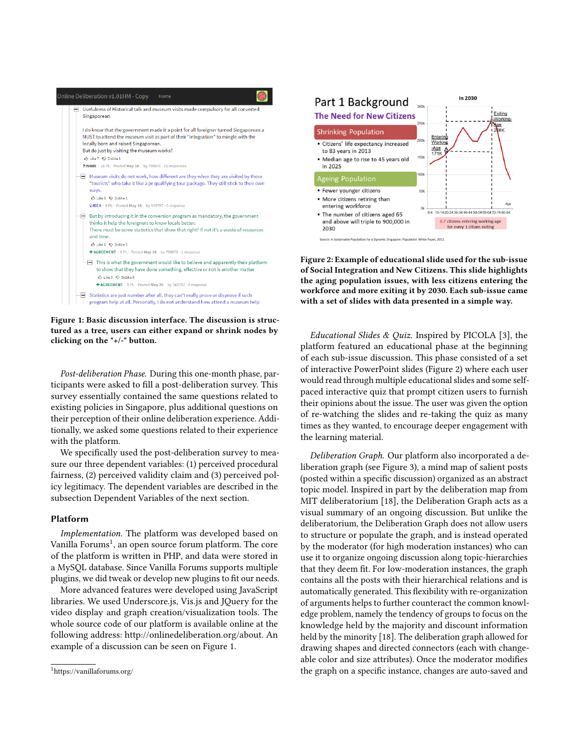Figure 1: Basic discussion interface. The discussion is structured as a tree, users can either expand or shrink nodes by clicking on the "+/-" button.

*Post-deliberation Phase.* During this one-month phase, participants were asked to fill a post-deliberation survey. This survey essentially contained the same questions related to existing policies in Singapore, plus additional questions on their perception of their online deliberation experience. Additionally, we asked some questions related to their experience with the platform.

We specifically used the post-deliberation survey to measure our three dependent variables: (1) perceived procedural fairness, (2) perceived validity claim and (3) perceived policy legitimacy. The dependent variables are described in the subsection Dependent Variables of the next section.

## Platform

*Implementation.* The platform was developed based on Vanilla Forums[1], an open source forum platform. The core of the platform is written in PHP, and data were stored in a MySQL database. Since Vanilla Forums supports multiple plugins, we did tweak or develop new plugins to fit our needs.

More advanced features were developed using JavaScript libraries. We used Underscore.js, Vis.js and JQuery for the video display and graph creation/visualization tools. The whole source code of our platform is available online at the following address: http://onlinedeliberation.org/about. An example of a discussion can be seen on Figure 1.

[1] https://vanillaforums.org/

Figure 2: Example of educational slide used for the sub-issue of Social Integration and New Citizens. This slide highlights the aging population issues, with less citizens entering the workforce and more exiting it by 2030. Each sub-issue came with a set of slides with data presented in a simple way.

*Educational Slides & Quiz.* Inspired by PICOLA [3], the platform featured an educational phase at the beginning of each sub-issue discussion. This phase consisted of a set of interactive PowerPoint slides (Figure 2) where each user would read through multiple educational slides and some self-paced interactive quiz that prompt citizen users to furnish their opinions about the issue. The user was given the option of re-watching the slides and re-taking the quiz as many times as they wanted, to encourage deeper engagement with the learning material.

*Deliberation Graph.* Our platform also incorporated a deliberation graph (see Figure 3), a mind map of salient posts (posted within a specific discussion) organized as an abstract topic model. Inspired in part by the deliberation map from MIT deliberatorium [18], the Deliberation Graph acts as a visual summary of an ongoing discussion. But unlike the deliberatorium, the Deliberation Graph does not allow users to structure or populate the graph, and is instead operated by the moderator (for high moderation instances) who can use it to organize ongoing discussion along topic-hierarchies that they deem fit. For low-moderation instances, the graph contains all the posts with their hierarchical relations and is automatically generated. This flexibility with re-organization of arguments helps to further counteract the common knowledge problem, namely the tendency of groups to focus on the knowledge held by the majority and discount information held by the minority [18]. The deliberation graph allowed for drawing shapes and directed connectors (each with changeable color and size attributes). Once the moderator modifies the graph on a specific instance, changes are auto-saved and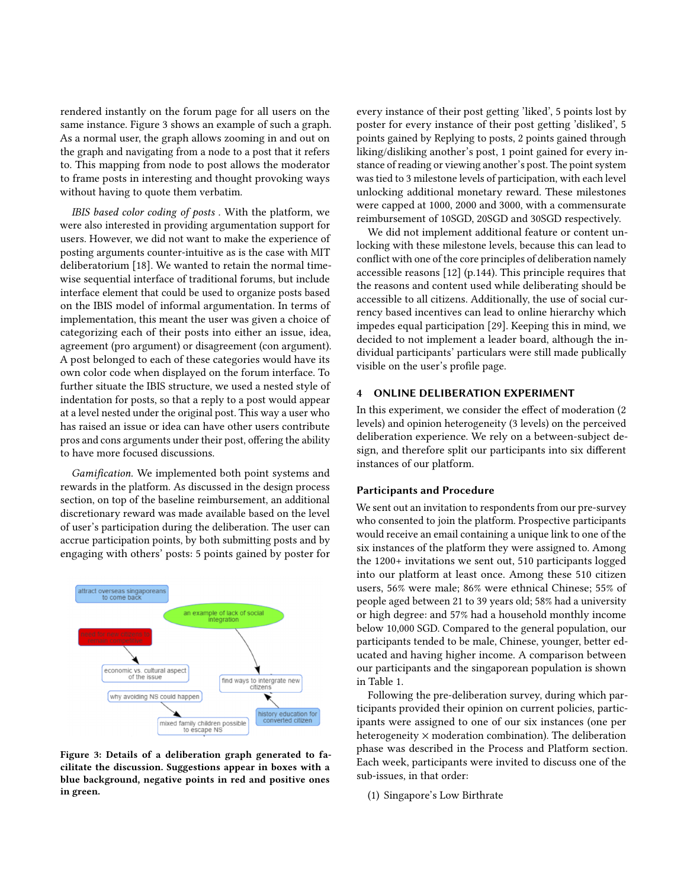rendered instantly on the forum page for all users on the same instance. Figure 3 shows an example of such a graph. As a normal user, the graph allows zooming in and out on the graph and navigating from a node to a post that it refers to. This mapping from node to post allows the moderator to frame posts in interesting and thought provoking ways without having to quote them verbatim.

*IBIS based color coding of posts* . With the platform, we were also interested in providing argumentation support for users. However, we did not want to make the experience of posting arguments counter-intuitive as is the case with MIT deliberatorium [18]. We wanted to retain the normal time-wise sequential interface of traditional forums, but include interface element that could be used to organize posts based on the IBIS model of informal argumentation. In terms of implementation, this meant the user was given a choice of categorizing each of their posts into either an issue, idea, agreement (pro argument) or disagreement (con argument). A post belonged to each of these categories would have its own color code when displayed on the forum interface. To further situate the IBIS structure, we used a nested style of indentation for posts, so that a reply to a post would appear at a level nested under the original post. This way a user who has raised an issue or idea can have other users contribute pros and cons arguments under their post, offering the ability to have more focused discussions.

*Gamification.* We implemented both point systems and rewards in the platform. As discussed in the design process section, on top of the baseline reimbursement, an additional discretionary reward was made available based on the level of user's participation during the deliberation. The user can accrue participation points, by both submitting posts and by engaging with others' posts: 5 points gained by poster for every instance of their post getting 'liked', 5 points lost by poster for every instance of their post getting 'disliked', 5 points gained by Replying to posts, 2 points gained through liking/disliking another's post, 1 point gained for every instance of reading or viewing another's post. The point system was tied to 3 milestone levels of participation, with each level unlocking additional monetary reward. These milestones were capped at 1000, 2000 and 3000, with a commensurate reimbursement of 10SGD, 20SGD and 30SGD respectively.

We did not implement additional feature or content unlocking with these milestone levels, because this can lead to conflict with one of the core principles of deliberation namely accessible reasons [12] (p.144). This principle requires that the reasons and content used while deliberating should be accessible to all citizens. Additionally, the use of social currency based incentives can lead to online hierarchy which impedes equal participation [29]. Keeping this in mind, we decided to not implement a leader board, although the individual participants' particulars were still made publically visible on the user's profile page.

**Figure 3: Details of a deliberation graph generated to facilitate the discussion. Suggestions appear in boxes with a blue background, negative points in red and positive ones in green.**

## 4 ONLINE DELIBERATION EXPERIMENT

In this experiment, we consider the effect of moderation (2 levels) and opinion heterogeneity (3 levels) on the perceived deliberation experience. We rely on a between-subject design, and therefore split our participants into six different instances of our platform.

### Participants and Procedure

We sent out an invitation to respondents from our pre-survey who consented to join the platform. Prospective participants would receive an email containing a unique link to one of the six instances of the platform they were assigned to. Among the 1200+ invitations we sent out, 510 participants logged into our platform at least once. Among these 510 citizen users, 56% were male; 86% were ethnical Chinese; 55% of people aged between 21 to 39 years old; 58% had a university or high degree: and 57% had a household monthly income below 10,000 SGD. Compared to the general population, our participants tended to be male, Chinese, younger, better educated and having higher income. A comparison between our participants and the singaporean population is shown in Table 1.

Following the pre-deliberation survey, during which participants provided their opinion on current policies, participants were assigned to one of our six instances (one per heterogeneity × moderation combination). The deliberation phase was described in the Process and Platform section. Each week, participants were invited to discuss one of the sub-issues, in that order:

(1) Singapore's Low Birthrate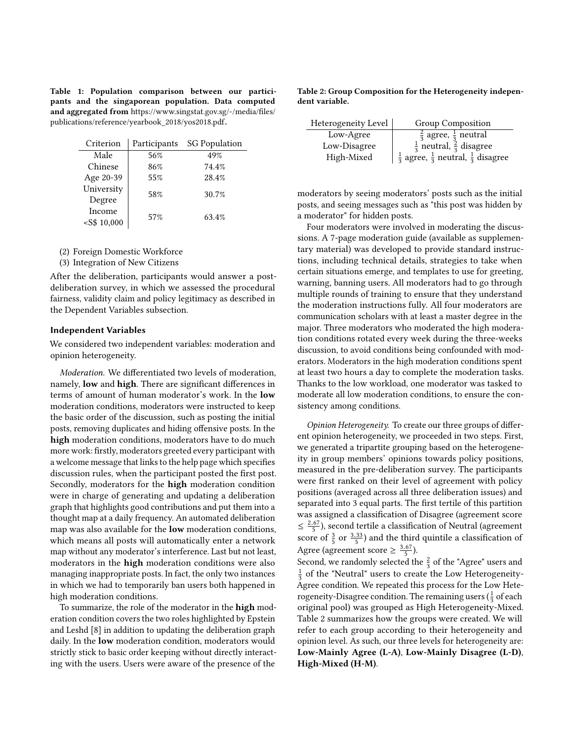**Table 1: Population comparison between our participants and the singaporean population. Data computed and aggregated from** https://www.singstat.gov.sg/-/media/files/publications/reference/yearbook_2018/yos2018.pdf**.**

| Criterion | Participants | SG Population |
|---|---|---|
| Male | 56% | 49% |
| Chinese | 86% | 74.4% |
| Age 20-39 | 55% | 28.4% |
| University Degree | 58% | 30.7% |
| Income <S$ 10,000 | 57% | 63.4% |

(2) Foreign Domestic Workforce
(3) Integration of New Citizens

After the deliberation, participants would answer a post-deliberation survey, in which we assessed the procedural fairness, validity claim and policy legitimacy as described in the Dependent Variables subsection.

### Independent Variables

We considered two independent variables: moderation and opinion heterogeneity.

*Moderation.* We differentiated two levels of moderation, namely, **low** and **high**. There are significant differences in terms of amount of human moderator's work. In the **low** moderation conditions, moderators were instructed to keep the basic order of the discussion, such as posting the initial posts, removing duplicates and hiding offensive posts. In the **high** moderation conditions, moderators have to do much more work: firstly, moderators greeted every participant with a welcome message that links to the help page which specifies discussion rules, when the participant posted the first post. Secondly, moderators for the **high** moderation condition were in charge of generating and updating a deliberation graph that highlights good contributions and put them into a thought map at a daily frequency. An automated deliberation map was also available for the **low** moderation conditions, which means all posts will automatically enter a network map without any moderator's interference. Last but not least, moderators in the **high** moderation conditions were also managing inappropriate posts. In fact, the only two instances in which we had to temporarily ban users both happened in high moderation conditions.

To summarize, the role of the moderator in the **high** moderation condition covers the two roles highlighted by Epstein and Leshd [8] in addition to updating the deliberation graph daily. In the **low** moderation condition, moderators would strictly stick to basic order keeping without directly interacting with the users. Users were aware of the presence of the moderators by seeing moderators' posts such as the initial posts, and seeing messages such as "this post was hidden by a moderator" for hidden posts.

Four moderators were involved in moderating the discussions. A 7-page moderation guide (available as supplementary material) was developed to provide standard instructions, including technical details, strategies to take when certain situations emerge, and templates to use for greeting, warning, banning users. All moderators had to go through multiple rounds of training to ensure that they understand the moderation instructions fully. All four moderators are communication scholars with at least a master degree in the major. Three moderators who moderated the high moderation conditions rotated every week during the three-weeks discussion, to avoid conditions being confounded with moderators. Moderators in the high moderation conditions spent at least two hours a day to complete the moderation tasks. Thanks to the low workload, one moderator was tasked to moderate all low moderation conditions, to ensure the consistency among conditions.

**Table 2: Group Composition for the Heterogeneity independent variable.**

| Heterogeneity Level | Group Composition |
|---|---|
| Low-Agree | $\frac{2}{3}$ agree, $\frac{1}{3}$ neutral |
| Low-Disagree | $\frac{1}{3}$ neutral, $\frac{2}{3}$ disagree |
| High-Mixed | $\frac{1}{3}$ agree, $\frac{1}{3}$ neutral, $\frac{1}{3}$ disagree |

*Opinion Heterogeneity.* To create our three groups of different opinion heterogeneity, we proceeded in two steps. First, we generated a tripartite grouping based on the heterogeneity in group members' opinions towards policy positions, measured in the pre-deliberation survey. The participants were first ranked on their level of agreement with policy positions (averaged across all three deliberation issues) and separated into 3 equal parts. The first tertile of this partition was assigned a classification of Disagree (agreement score $\leq \frac{2.67}{5}$), second tertile a classification of Neutral (agreement score of $\frac{3}{5}$ or $\frac{3.33}{5}$) and the third quintile a classification of Agree (agreement score $\geq \frac{3.67}{5}$).

Second, we randomly selected the $\frac{2}{3}$ of the "Agree" users and $\frac{1}{3}$ of the "Neutral" users to create the Low Heterogeneity-Agree condition. We repeated this process for the Low Heterogeneity-Disagree condition. The remaining users ($\frac{1}{3}$ of each original pool) was grouped as High Heterogeneity-Mixed. Table 2 summarizes how the groups were created. We will refer to each group according to their heterogeneity and opinion level. As such, our three levels for heterogeneity are: **Low-Mainly Agree (L-A)**, **Low-Mainly Disagree (L-D)**, **High-Mixed (H-M)**.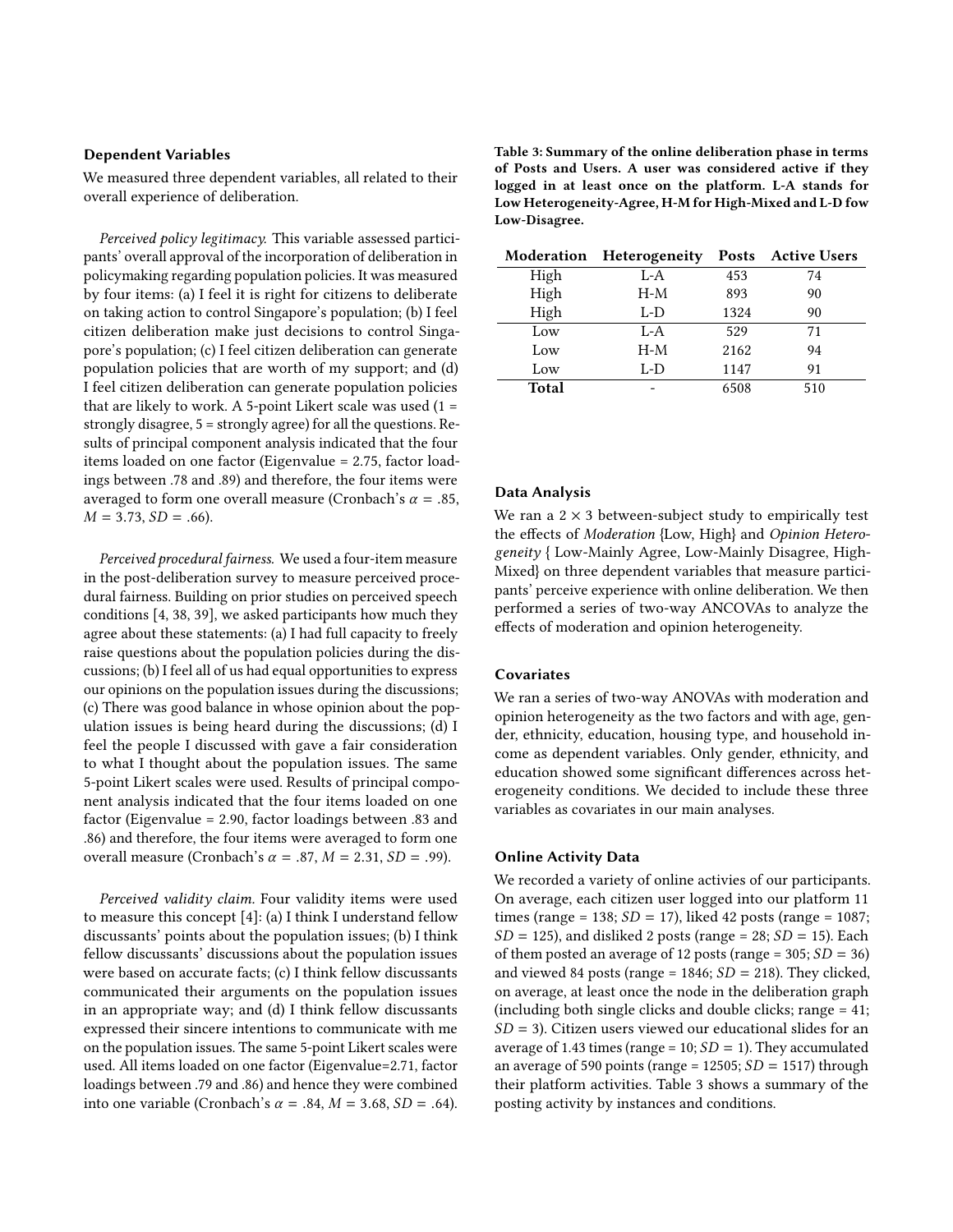### Dependent Variables

We measured three dependent variables, all related to their overall experience of deliberation.

*Perceived policy legitimacy.* This variable assessed participants' overall approval of the incorporation of deliberation in policymaking regarding population policies. It was measured by four items: (a) I feel it is right for citizens to deliberate on taking action to control Singapore's population; (b) I feel citizen deliberation make just decisions to control Singapore's population; (c) I feel citizen deliberation can generate population policies that are worth of my support; and (d) I feel citizen deliberation can generate population policies that are likely to work. A 5-point Likert scale was used (1 = strongly disagree, 5 = strongly agree) for all the questions. Results of principal component analysis indicated that the four items loaded on one factor (Eigenvalue = 2.75, factor loadings between .78 and .89) and therefore, the four items were averaged to form one overall measure (Cronbach's $\alpha$ = .85, $M$ = 3.73, $SD$ = .66).

*Perceived procedural fairness.* We used a four-item measure in the post-deliberation survey to measure perceived procedural fairness. Building on prior studies on perceived speech conditions [4, 38, 39], we asked participants how much they agree about these statements: (a) I had full capacity to freely raise questions about the population policies during the discussions; (b) I feel all of us had equal opportunities to express our opinions on the population issues during the discussions; (c) There was good balance in whose opinion about the population issues is being heard during the discussions; (d) I feel the people I discussed with gave a fair consideration to what I thought about the population issues. The same 5-point Likert scales were used. Results of principal component analysis indicated that the four items loaded on one factor (Eigenvalue = 2.90, factor loadings between .83 and .86) and therefore, the four items were averaged to form one overall measure (Cronbach's $\alpha$ = .87, $M$ = 2.31, $SD$ = .99).

*Perceived validity claim.* Four validity items were used to measure this concept [4]: (a) I think I understand fellow discussants' points about the population issues; (b) I think fellow discussants' discussions about the population issues were based on accurate facts; (c) I think fellow discussants communicated their arguments on the population issues in an appropriate way; and (d) I think fellow discussants expressed their sincere intentions to communicate with me on the population issues. The same 5-point Likert scales were used. All items loaded on one factor (Eigenvalue=2.71, factor loadings between .79 and .86) and hence they were combined into one variable (Cronbach's $\alpha$ = .84, $M$ = 3.68, $SD$ = .64).

**Table 3: Summary of the online deliberation phase in terms of Posts and Users. A user was considered active if they logged in at least once on the platform. L-A stands for Low Heterogeneity-Agree, H-M for High-Mixed and L-D fow Low-Disagree.**

| Moderation | Heterogeneity | Posts | Active Users |
|---|---|---|---|
| High | L-A | 453 | 74 |
| High | H-M | 893 | 90 |
| High | L-D | 1324 | 90 |
| Low | L-A | 529 | 71 |
| Low | H-M | 2162 | 94 |
| Low | L-D | 1147 | 91 |
| **Total** | - | 6508 | 510 |

### Data Analysis

We ran a $2 \times 3$ between-subject study to empirically test the effects of *Moderation* {Low, High} and *Opinion Heterogeneity* { Low-Mainly Agree, Low-Mainly Disagree, High-Mixed} on three dependent variables that measure participants' perceive experience with online deliberation. We then performed a series of two-way ANCOVAs to analyze the effects of moderation and opinion heterogeneity.

### Covariates

We ran a series of two-way ANOVAs with moderation and opinion heterogeneity as the two factors and with age, gender, ethnicity, education, housing type, and household income as dependent variables. Only gender, ethnicity, and education showed some significant differences across heterogeneity conditions. We decided to include these three variables as covariates in our main analyses.

### Online Activity Data

We recorded a variety of online activies of our participants. On average, each citizen user logged into our platform 11 times (range = 138; $SD$ = 17), liked 42 posts (range = 1087; $SD$ = 125), and disliked 2 posts (range = 28; $SD$ = 15). Each of them posted an average of 12 posts (range = 305; $SD$ = 36) and viewed 84 posts (range = 1846; $SD$ = 218). They clicked, on average, at least once the node in the deliberation graph (including both single clicks and double clicks; range = 41; $SD$ = 3). Citizen users viewed our educational slides for an average of 1.43 times (range = 10; $SD$ = 1). They accumulated an average of 590 points (range = 12505; $SD$ = 1517) through their platform activities. Table 3 shows a summary of the posting activity by instances and conditions.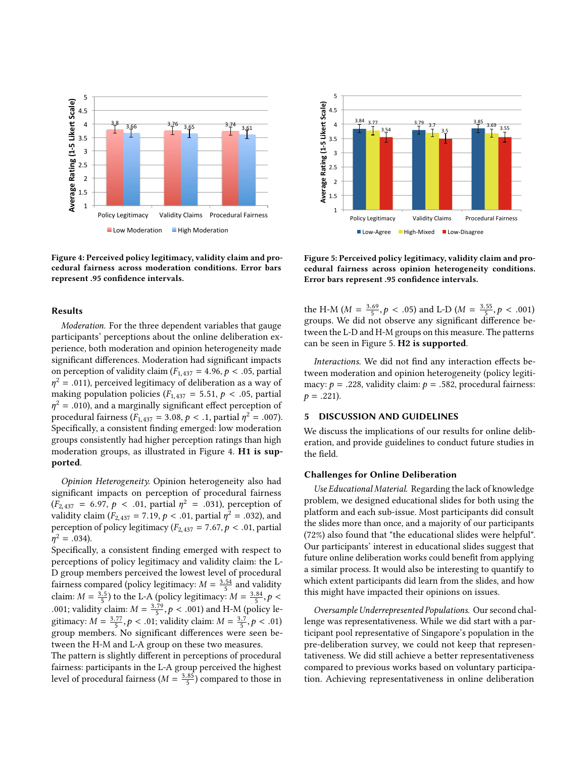Figure 4: Perceived policy legitimacy, validity claim and procedural fairness across moderation conditions. Error bars represent .95 confidence intervals.

Figure 5: Perceived policy legitimacy, validity claim and procedural fairness across opinion heterogeneity conditions. Error bars represent .95 confidence intervals.

### Results

*Moderation.* For the three dependent variables that gauge participants' perceptions about the online deliberation experience, both moderation and opinion heterogeneity made significant differences. Moderation had significant impacts on perception of validity claim ($F_{1,437} = 4.96$, $p < .05$, partial $\eta^2 = .011$), perceived legitimacy of deliberation as a way of making population policies ($F_{1,437} = 5.51$, $p < .05$, partial $\eta^2 = .010$), and a marginally significant effect perception of procedural fairness ($F_{1,437} = 3.08$, $p < .1$, partial $\eta^2 = .007$). Specifically, a consistent finding emerged: low moderation groups consistently had higher perception ratings than high moderation groups, as illustrated in Figure 4. **H1 is supported**.

*Opinion Heterogeneity.* Opinion heterogeneity also had significant impacts on perception of procedural fairness ($F_{2,437} = 6.97$, $p < .01$, partial $\eta^2 = .031$), perception of validity claim ($F_{2,437} = 7.19$, $p < .01$, partial $\eta^2 = .032$), and perception of policy legitimacy ($F_{2,437} = 7.67$, $p < .01$, partial $\eta^2 = .034$).

Specifically, a consistent finding emerged with respect to perceptions of policy legitimacy and validity claim: the L-D group members perceived the lowest level of procedural fairness compared (policy legitimacy: $M = \frac{3.54}{5}$ and validity claim: $M = \frac{3.5}{5}$) to the L-A (policy legitimacy: $M = \frac{3.84}{5}, p < .001$; validity claim: $M = \frac{3.79}{5}, p < .001$) and H-M (policy legitimacy: $M = \frac{3.77}{5}, p < .01$; validity claim: $M = \frac{3.7}{5}, p < .01$) group members. No significant differences were seen between the H-M and L-A group on these two measures.

The pattern is slightly different in perceptions of procedural fairness: participants in the L-A group perceived the highest level of procedural fairness ($M = \frac{3.85}{5}$) compared to those in the H-M ($M = \frac{3.69}{5}, p < .05$) and L-D ($M = \frac{3.55}{5}, p < .001$) groups. We did not observe any significant difference between the L-D and H-M groups on this measure. The patterns can be seen in Figure 5. **H2 is supported**.

*Interactions.* We did not find any interaction effects between moderation and opinion heterogeneity (policy legitimacy: $p = .228$, validity claim: $p = .582$, procedural fairness: $p = .221$).

## 5 DISCUSSION AND GUIDELINES

We discuss the implications of our results for online deliberation, and provide guidelines to conduct future studies in the field.

### Challenges for Online Deliberation

*Use Educational Material.* Regarding the lack of knowledge problem, we designed educational slides for both using the platform and each sub-issue. Most participants did consult the slides more than once, and a majority of our participants (72%) also found that "the educational slides were helpful". Our participants' interest in educational slides suggest that future online deliberation works could benefit from applying a similar process. It would also be interesting to quantify to which extent participants did learn from the slides, and how this might have impacted their opinions on issues.

*Oversample Underrepresented Populations.* Our second challenge was representativeness. While we did start with a participant pool representative of Singapore's population in the pre-deliberation survey, we could not keep that representativeness. We did still achieve a better representativeness compared to previous works based on voluntary participation. Achieving representativeness in online deliberation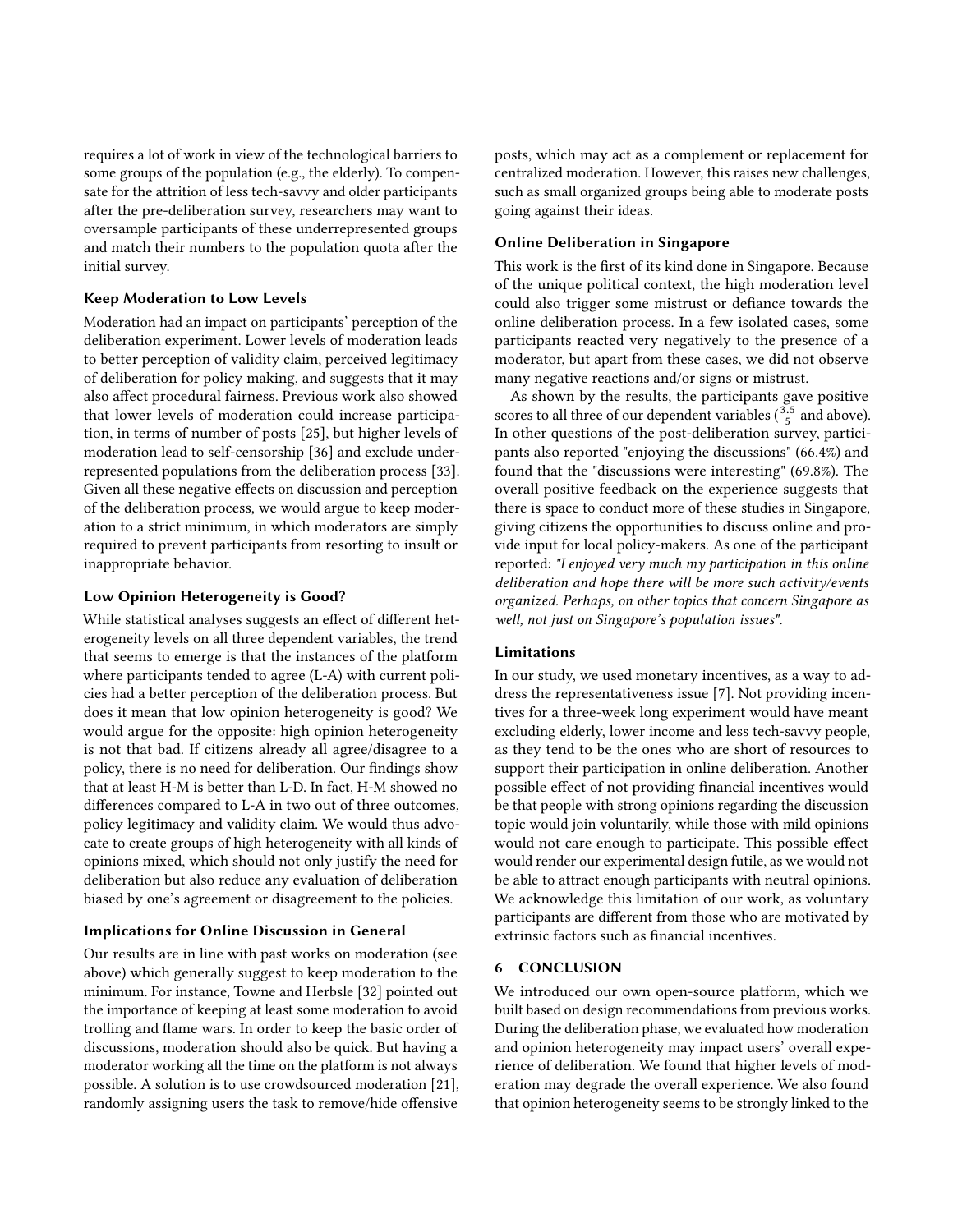requires a lot of work in view of the technological barriers to some groups of the population (e.g., the elderly). To compensate for the attrition of less tech-savvy and older participants after the pre-deliberation survey, researchers may want to oversample participants of these underrepresented groups and match their numbers to the population quota after the initial survey.

### Keep Moderation to Low Levels

Moderation had an impact on participants' perception of the deliberation experiment. Lower levels of moderation leads to better perception of validity claim, perceived legitimacy of deliberation for policy making, and suggests that it may also affect procedural fairness. Previous work also showed that lower levels of moderation could increase participation, in terms of number of posts [25], but higher levels of moderation lead to self-censorship [36] and exclude underrepresented populations from the deliberation process [33]. Given all these negative effects on discussion and perception of the deliberation process, we would argue to keep moderation to a strict minimum, in which moderators are simply required to prevent participants from resorting to insult or inappropriate behavior.

### Low Opinion Heterogeneity is Good?

While statistical analyses suggests an effect of different heterogeneity levels on all three dependent variables, the trend that seems to emerge is that the instances of the platform where participants tended to agree (L-A) with current policies had a better perception of the deliberation process. But does it mean that low opinion heterogeneity is good? We would argue for the opposite: high opinion heterogeneity is not that bad. If citizens already all agree/disagree to a policy, there is no need for deliberation. Our findings show that at least H-M is better than L-D. In fact, H-M showed no differences compared to L-A in two out of three outcomes, policy legitimacy and validity claim. We would thus advocate to create groups of high heterogeneity with all kinds of opinions mixed, which should not only justify the need for deliberation but also reduce any evaluation of deliberation biased by one's agreement or disagreement to the policies.

### Implications for Online Discussion in General

Our results are in line with past works on moderation (see above) which generally suggest to keep moderation to the minimum. For instance, Towne and Herbsle [32] pointed out the importance of keeping at least some moderation to avoid trolling and flame wars. In order to keep the basic order of discussions, moderation should also be quick. But having a moderator working all the time on the platform is not always possible. A solution is to use crowdsourced moderation [21], randomly assigning users the task to remove/hide offensive posts, which may act as a complement or replacement for centralized moderation. However, this raises new challenges, such as small organized groups being able to moderate posts going against their ideas.

### Online Deliberation in Singapore

This work is the first of its kind done in Singapore. Because of the unique political context, the high moderation level could also trigger some mistrust or defiance towards the online deliberation process. In a few isolated cases, some participants reacted very negatively to the presence of a moderator, but apart from these cases, we did not observe many negative reactions and/or signs or mistrust.

As shown by the results, the participants gave positive scores to all three of our dependent variables ($\frac{3.5}{5}$ and above). In other questions of the post-deliberation survey, participants also reported "enjoying the discussions" (66.4%) and found that the "discussions were interesting" (69.8%). The overall positive feedback on the experience suggests that there is space to conduct more of these studies in Singapore, giving citizens the opportunities to discuss online and provide input for local policy-makers. As one of the participant reported: *"I enjoyed very much my participation in this online deliberation and hope there will be more such activity/events organized. Perhaps, on other topics that concern Singapore as well, not just on Singapore's population issues"*.

### Limitations

In our study, we used monetary incentives, as a way to address the representativeness issue [7]. Not providing incentives for a three-week long experiment would have meant excluding elderly, lower income and less tech-savvy people, as they tend to be the ones who are short of resources to support their participation in online deliberation. Another possible effect of not providing financial incentives would be that people with strong opinions regarding the discussion topic would join voluntarily, while those with mild opinions would not care enough to participate. This possible effect would render our experimental design futile, as we would not be able to attract enough participants with neutral opinions. We acknowledge this limitation of our work, as voluntary participants are different from those who are motivated by extrinsic factors such as financial incentives.

## 6 CONCLUSION

We introduced our own open-source platform, which we built based on design recommendations from previous works. During the deliberation phase, we evaluated how moderation and opinion heterogeneity may impact users' overall experience of deliberation. We found that higher levels of moderation may degrade the overall experience. We also found that opinion heterogeneity seems to be strongly linked to the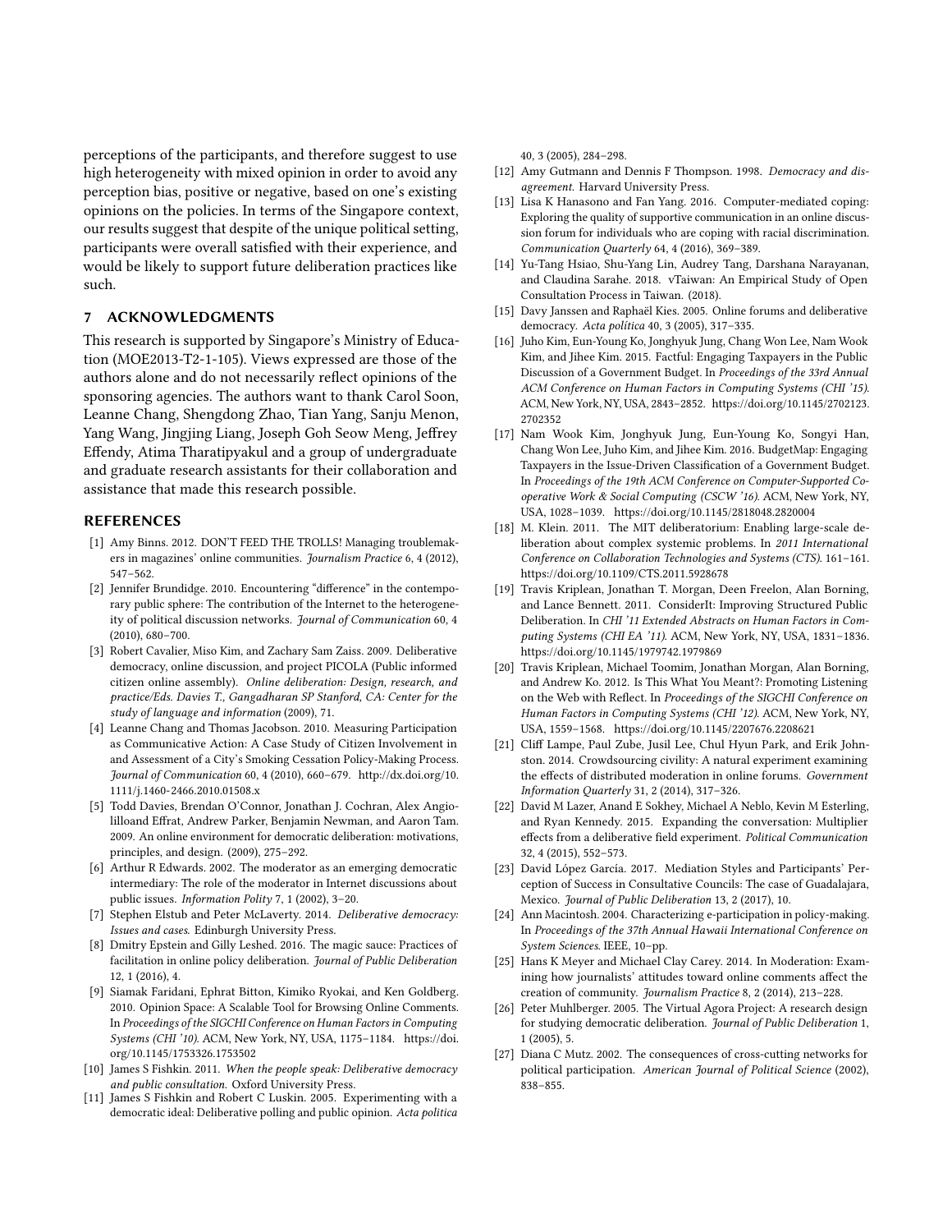perceptions of the participants, and therefore suggest to use high heterogeneity with mixed opinion in order to avoid any perception bias, positive or negative, based on one's existing opinions on the policies. In terms of the Singapore context, our results suggest that despite of the unique political setting, participants were overall satisfied with their experience, and would be likely to support future deliberation practices like such.

## 7 ACKNOWLEDGMENTS

This research is supported by Singapore's Ministry of Education (MOE2013-T2-1-105). Views expressed are those of the authors alone and do not necessarily reflect opinions of the sponsoring agencies. The authors want to thank Carol Soon, Leanne Chang, Shengdong Zhao, Tian Yang, Sanju Menon, Yang Wang, Jingjing Liang, Joseph Goh Seow Meng, Jeffrey Effendy, Atima Tharatipyakul and a group of undergraduate and graduate research assistants for their collaboration and assistance that made this research possible.

## REFERENCES

[1] Amy Binns. 2012. DON'T FEED THE TROLLS! Managing troublemakers in magazines' online communities. *Journalism Practice* 6, 4 (2012), 547–562.

[2] Jennifer Brundidge. 2010. Encountering "difference" in the contemporary public sphere: The contribution of the Internet to the heterogeneity of political discussion networks. *Journal of Communication* 60, 4 (2010), 680–700.

[3] Robert Cavalier, Miso Kim, and Zachary Sam Zaiss. 2009. Deliberative democracy, online discussion, and project PICOLA (Public informed citizen online assembly). *Online deliberation: Design, research, and practice/Eds. Davies T., Gangadharan SP Stanford, CA: Center for the study of language and information* (2009), 71.

[4] Leanne Chang and Thomas Jacobson. 2010. Measuring Participation as Communicative Action: A Case Study of Citizen Involvement in and Assessment of a City's Smoking Cessation Policy-Making Process. *Journal of Communication* 60, 4 (2010), 660–679. http://dx.doi.org/10.1111/j.1460-2466.2010.01508.x

[5] Todd Davies, Brendan O'Connor, Jonathan J. Cochran, Alex Angiolilloand Effrat, Andrew Parker, Benjamin Newman, and Aaron Tam. 2009. An online environment for democratic deliberation: motivations, principles, and design. (2009), 275–292.

[6] Arthur R Edwards. 2002. The moderator as an emerging democratic intermediary: The role of the moderator in Internet discussions about public issues. *Information Polity* 7, 1 (2002), 3–20.

[7] Stephen Elstub and Peter McLaverty. 2014. *Deliberative democracy: Issues and cases.* Edinburgh University Press.

[8] Dmitry Epstein and Gilly Leshed. 2016. The magic sauce: Practices of facilitation in online policy deliberation. *Journal of Public Deliberation* 12, 1 (2016), 4.

[9] Siamak Faridani, Ephrat Bitton, Kimiko Ryokai, and Ken Goldberg. 2010. Opinion Space: A Scalable Tool for Browsing Online Comments. In *Proceedings of the SIGCHI Conference on Human Factors in Computing Systems (CHI '10).* ACM, New York, NY, USA, 1175–1184. https://doi.org/10.1145/1753326.1753502

[10] James S Fishkin. 2011. *When the people speak: Deliberative democracy and public consultation.* Oxford University Press.

[11] James S Fishkin and Robert C Luskin. 2005. Experimenting with a democratic ideal: Deliberative polling and public opinion. *Acta politica* 40, 3 (2005), 284–298.

[12] Amy Gutmann and Dennis F Thompson. 1998. *Democracy and disagreement.* Harvard University Press.

[13] Lisa K Hanasono and Fan Yang. 2016. Computer-mediated coping: Exploring the quality of supportive communication in an online discussion forum for individuals who are coping with racial discrimination. *Communication Quarterly* 64, 4 (2016), 369–389.

[14] Yu-Tang Hsiao, Shu-Yang Lin, Audrey Tang, Darshana Narayanan, and Claudina Sarahe. 2018. vTaiwan: An Empirical Study of Open Consultation Process in Taiwan. (2018).

[15] Davy Janssen and Raphaël Kies. 2005. Online forums and deliberative democracy. *Acta política* 40, 3 (2005), 317–335.

[16] Juho Kim, Eun-Young Ko, Jonghyuk Jung, Chang Won Lee, Nam Wook Kim, and Jihee Kim. 2015. Factful: Engaging Taxpayers in the Public Discussion of a Government Budget. In *Proceedings of the 33rd Annual ACM Conference on Human Factors in Computing Systems (CHI '15).* ACM, New York, NY, USA, 2843–2852. https://doi.org/10.1145/2702123.2702352

[17] Nam Wook Kim, Jonghyuk Jung, Eun-Young Ko, Songyi Han, Chang Won Lee, Juho Kim, and Jihee Kim. 2016. BudgetMap: Engaging Taxpayers in the Issue-Driven Classification of a Government Budget. In *Proceedings of the 19th ACM Conference on Computer-Supported Cooperative Work & Social Computing (CSCW '16).* ACM, New York, NY, USA, 1028–1039. https://doi.org/10.1145/2818048.2820004

[18] M. Klein. 2011. The MIT deliberatorium: Enabling large-scale deliberation about complex systemic problems. In *2011 International Conference on Collaboration Technologies and Systems (CTS).* 161–161. https://doi.org/10.1109/CTS.2011.5928678

[19] Travis Kriplean, Jonathan T. Morgan, Deen Freelon, Alan Borning, and Lance Bennett. 2011. ConsiderIt: Improving Structured Public Deliberation. In *CHI '11 Extended Abstracts on Human Factors in Computing Systems (CHI EA '11).* ACM, New York, NY, USA, 1831–1836. https://doi.org/10.1145/1979742.1979869

[20] Travis Kriplean, Michael Toomim, Jonathan Morgan, Alan Borning, and Andrew Ko. 2012. Is This What You Meant?: Promoting Listening on the Web with Reflect. In *Proceedings of the SIGCHI Conference on Human Factors in Computing Systems (CHI '12).* ACM, New York, NY, USA, 1559–1568. https://doi.org/10.1145/2207676.2208621

[21] Cliff Lampe, Paul Zube, Jusil Lee, Chul Hyun Park, and Erik Johnston. 2014. Crowdsourcing civility: A natural experiment examining the effects of distributed moderation in online forums. *Government Information Quarterly* 31, 2 (2014), 317–326.

[22] David M Lazer, Anand E Sokhey, Michael A Neblo, Kevin M Esterling, and Ryan Kennedy. 2015. Expanding the conversation: Multiplier effects from a deliberative field experiment. *Political Communication* 32, 4 (2015), 552–573.

[23] David López García. 2017. Mediation Styles and Participants' Perception of Success in Consultative Councils: The case of Guadalajara, Mexico. *Journal of Public Deliberation* 13, 2 (2017), 10.

[24] Ann Macintosh. 2004. Characterizing e-participation in policy-making. In *Proceedings of the 37th Annual Hawaii International Conference on System Sciences.* IEEE, 10–pp.

[25] Hans K Meyer and Michael Clay Carey. 2014. In Moderation: Examining how journalists' attitudes toward online comments affect the creation of community. *Journalism Practice* 8, 2 (2014), 213–228.

[26] Peter Muhlberger. 2005. The Virtual Agora Project: A research design for studying democratic deliberation. *Journal of Public Deliberation* 1, 1 (2005), 5.

[27] Diana C Mutz. 2002. The consequences of cross-cutting networks for political participation. *American Journal of Political Science* (2002), 838–855.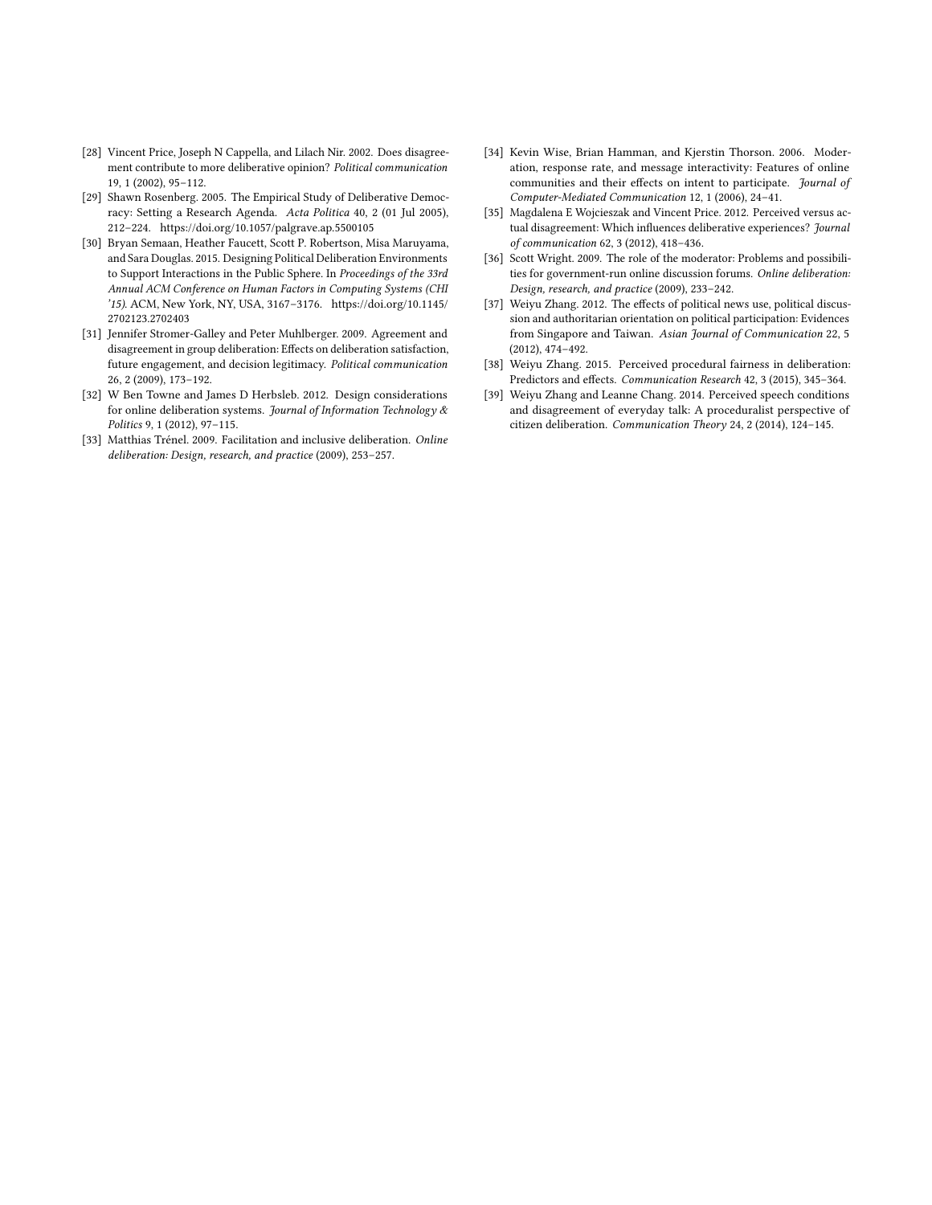[28] Vincent Price, Joseph N Cappella, and Lilach Nir. 2002. Does disagreement contribute to more deliberative opinion? *Political communication* 19, 1 (2002), 95–112.

[29] Shawn Rosenberg. 2005. The Empirical Study of Deliberative Democracy: Setting a Research Agenda. *Acta Politica* 40, 2 (01 Jul 2005), 212–224. https://doi.org/10.1057/palgrave.ap.5500105

[30] Bryan Semaan, Heather Faucett, Scott P. Robertson, Misa Maruyama, and Sara Douglas. 2015. Designing Political Deliberation Environments to Support Interactions in the Public Sphere. In *Proceedings of the 33rd Annual ACM Conference on Human Factors in Computing Systems (CHI '15)*. ACM, New York, NY, USA, 3167–3176. https://doi.org/10.1145/2702123.2702403

[31] Jennifer Stromer-Galley and Peter Muhlberger. 2009. Agreement and disagreement in group deliberation: Effects on deliberation satisfaction, future engagement, and decision legitimacy. *Political communication* 26, 2 (2009), 173–192.

[32] W Ben Towne and James D Herbsleb. 2012. Design considerations for online deliberation systems. *Journal of Information Technology & Politics* 9, 1 (2012), 97–115.

[33] Matthias Trénel. 2009. Facilitation and inclusive deliberation. *Online deliberation: Design, research, and practice* (2009), 253–257.

[34] Kevin Wise, Brian Hamman, and Kjerstin Thorson. 2006. Moderation, response rate, and message interactivity: Features of online communities and their effects on intent to participate. *Journal of Computer-Mediated Communication* 12, 1 (2006), 24–41.

[35] Magdalena E Wojcieszak and Vincent Price. 2012. Perceived versus actual disagreement: Which influences deliberative experiences? *Journal of communication* 62, 3 (2012), 418–436.

[36] Scott Wright. 2009. The role of the moderator: Problems and possibilities for government-run online discussion forums. *Online deliberation: Design, research, and practice* (2009), 233–242.

[37] Weiyu Zhang. 2012. The effects of political news use, political discussion and authoritarian orientation on political participation: Evidences from Singapore and Taiwan. *Asian Journal of Communication* 22, 5 (2012), 474–492.

[38] Weiyu Zhang. 2015. Perceived procedural fairness in deliberation: Predictors and effects. *Communication Research* 42, 3 (2015), 345–364.

[39] Weiyu Zhang and Leanne Chang. 2014. Perceived speech conditions and disagreement of everyday talk: A proceduralist perspective of citizen deliberation. *Communication Theory* 24, 2 (2014), 124–145.